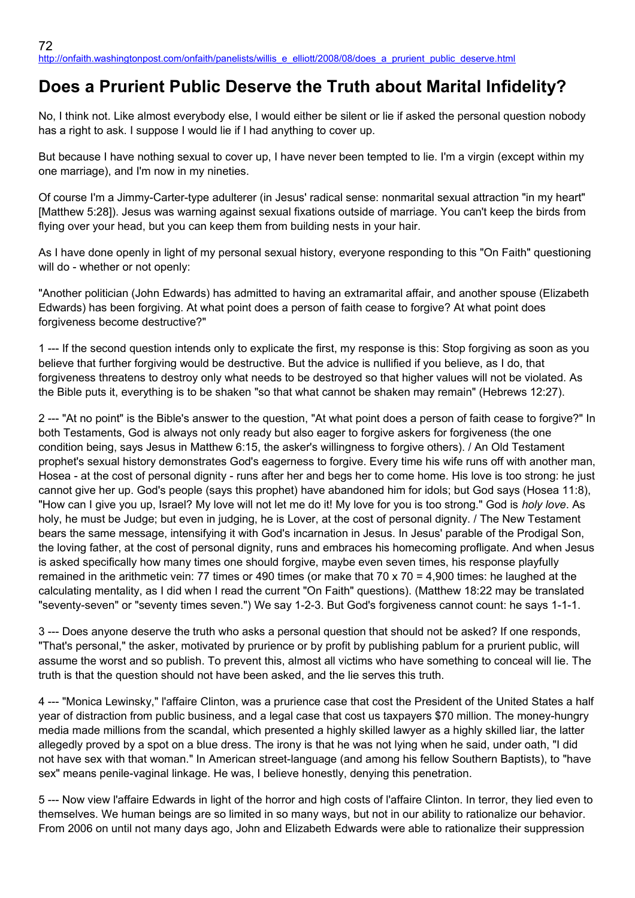72
http://onfaith.washingtonpost.com/onfaith/panelists/willis_e_elliott/2008/08/does_a_prurient_public_deserve.html

# Does a Prurient Public Deserve the Truth about Marital Infidelity?

No, I think not. Like almost everybody else, I would either be silent or lie if asked the personal question nobody has a right to ask. I suppose I would lie if I had anything to cover up.

But because I have nothing sexual to cover up, I have never been tempted to lie. I'm a virgin (except within my one marriage), and I'm now in my nineties.

Of course I'm a Jimmy-Carter-type adulterer (in Jesus' radical sense: nonmarital sexual attraction "in my heart" [Matthew 5:28]). Jesus was warning against sexual fixations outside of marriage. You can't keep the birds from flying over your head, but you can keep them from building nests in your hair.

As I have done openly in light of my personal sexual history, everyone responding to this "On Faith" questioning will do - whether or not openly:

"Another politician (John Edwards) has admitted to having an extramarital affair, and another spouse (Elizabeth Edwards) has been forgiving. At what point does a person of faith cease to forgive? At what point does forgiveness become destructive?"

1 --- If the second question intends only to explicate the first, my response is this: Stop forgiving as soon as you believe that further forgiving would be destructive. But the advice is nullified if you believe, as I do, that forgiveness threatens to destroy only what needs to be destroyed so that higher values will not be violated. As the Bible puts it, everything is to be shaken "so that what cannot be shaken may remain" (Hebrews 12:27).

2 --- "At no point" is the Bible's answer to the question, "At what point does a person of faith cease to forgive?" In both Testaments, God is always not only ready but also eager to forgive askers for forgiveness (the one condition being, says Jesus in Matthew 6:15, the asker's willingness to forgive others). / An Old Testament prophet's sexual history demonstrates God's eagerness to forgive. Every time his wife runs off with another man, Hosea - at the cost of personal dignity - runs after her and begs her to come home. His love is too strong: he just cannot give her up. God's people (says this prophet) have abandoned him for idols; but God says (Hosea 11:8), "How can I give you up, Israel? My love will not let me do it! My love for you is too strong." God is *holy love*. As holy, he must be Judge; but even in judging, he is Lover, at the cost of personal dignity. / The New Testament bears the same message, intensifying it with God's incarnation in Jesus. In Jesus' parable of the Prodigal Son, the loving father, at the cost of personal dignity, runs and embraces his homecoming profligate. And when Jesus is asked specifically how many times one should forgive, maybe even seven times, his response playfully remained in the arithmetic vein: 77 times or 490 times (or make that 70 x 70 = 4,900 times: he laughed at the calculating mentality, as I did when I read the current "On Faith" questions). (Matthew 18:22 may be translated "seventy-seven" or "seventy times seven.") We say 1-2-3. But God's forgiveness cannot count: he says 1-1-1.

3 --- Does anyone deserve the truth who asks a personal question that should not be asked? If one responds, "That's personal," the asker, motivated by prurience or by profit by publishing pablum for a prurient public, will assume the worst and so publish. To prevent this, almost all victims who have something to conceal will lie. The truth is that the question should not have been asked, and the lie serves this truth.

4 --- "Monica Lewinsky," l'affaire Clinton, was a prurience case that cost the President of the United States a half year of distraction from public business, and a legal case that cost us taxpayers $70 million. The money-hungry media made millions from the scandal, which presented a highly skilled lawyer as a highly skilled liar, the latter allegedly proved by a spot on a blue dress. The irony is that he was not lying when he said, under oath, "I did not have sex with that woman." In American street-language (and among his fellow Southern Baptists), to "have sex" means penile-vaginal linkage. He was, I believe honestly, denying this penetration.

5 --- Now view l'affaire Edwards in light of the horror and high costs of l'affaire Clinton. In terror, they lied even to themselves. We human beings are so limited in so many ways, but not in our ability to rationalize our behavior. From 2006 on until not many days ago, John and Elizabeth Edwards were able to rationalize their suppression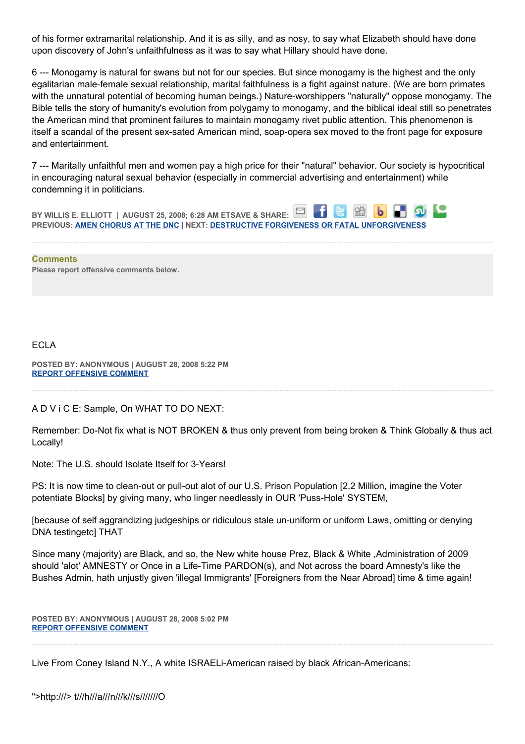of his former extramarital relationship. And it is as silly, and as nosy, to say what Elizabeth should have done upon discovery of John's unfaithfulness as it was to say what Hillary should have done.

6 --- Monogamy is natural for swans but not for our species. But since monogamy is the highest and the only egalitarian male-female sexual relationship, marital faithfulness is a fight against nature. (We are born primates with the unnatural potential of becoming human beings.) Nature-worshippers "naturally" oppose monogamy. The Bible tells the story of humanity's evolution from polygamy to monogamy, and the biblical ideal still so penetrates the American mind that prominent failures to maintain monogamy rivet public attention. This phenomenon is itself a scandal of the present sex-sated American mind, soap-opera sex moved to the front page for exposure and entertainment.

7 --- Maritally unfaithful men and women pay a high price for their "natural" behavior. Our society is hypocritical in encouraging natural sexual behavior (especially in commercial advertising and entertainment) while condemning it in politicians.

**BY WILLIS E. ELLIOTT | AUGUST 25, 2008; 6:28 AM ETSAVE & SHARE:**
**PREVIOUS: AMEN CHORUS AT THE DNC | NEXT: DESTRUCTIVE FORGIVENESS OR FATAL UNFORGIVENESS**

**Comments**
**Please report offensive comments below.**

ECLA

**POSTED BY: ANONYMOUS | AUGUST 28, 2008 5:22 PM**
**REPORT OFFENSIVE COMMENT**

A D V i C E: Sample, On WHAT TO DO NEXT:

Remember: Do-Not fix what is NOT BROKEN & thus only prevent from being broken & Think Globally & thus act Locally!

Note: The U.S. should Isolate Itself for 3-Years!

PS: It is now time to clean-out or pull-out alot of our U.S. Prison Population [2.2 Million, imagine the Voter potentiate Blocks] by giving many, who linger needlessly in OUR 'Puss-Hole' SYSTEM,

[because of self aggrandizing judgeships or ridiculous stale un-uniform or uniform Laws, omitting or denying DNA testingetc] THAT

Since many (majority) are Black, and so, the New white house Prez, Black & White ,Administration of 2009 should 'alot' AMNESTY or Once in a Life-Time PARDON(s), and Not across the board Amnesty's like the Bushes Admin, hath unjustly given 'illegal Immigrants' [Foreigners from the Near Abroad] time & time again!

**POSTED BY: ANONYMOUS | AUGUST 28, 2008 5:02 PM**
**REPORT OFFENSIVE COMMENT**

Live From Coney Island N.Y., A white ISRAELi-American raised by black African-Americans:

">http:///> t///h///a///n///k///s//////O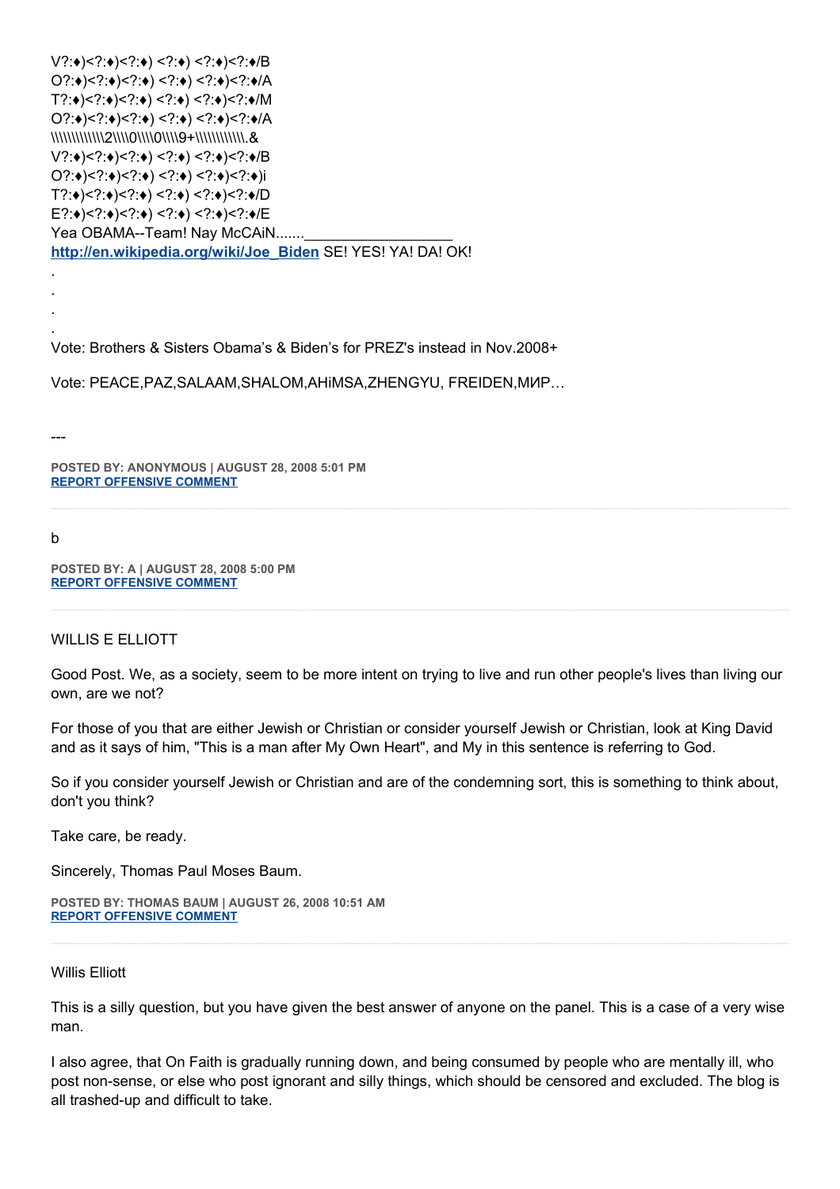V?:♦)<?:♦)<?:♦) <?:♦) <?:♦)<?:♦/B
O?:♦)<?:♦)<?:♦) <?:♦) <?:♦)<?:♦/A
T?:♦)<?:♦)<?:♦) <?:♦) <?:♦)<?:♦/M
O?:♦)<?:♦)<?:♦) <?:♦) <?:♦)<?:♦/A
\\\\\\\\\\\\2\\\\0\\\\0\\\\9+\\\\\\\\\\\\.&
V?:♦)<?:♦)<?:♦) <?:♦) <?:♦)<?:♦/B
O?:♦)<?:♦)<?:♦) <?:♦) <?:♦)<?:♦)i
T?:♦)<?:♦)<?:♦) <?:♦) <?:♦)<?:♦/D
E?:♦)<?:♦)<?:♦) <?:♦) <?:♦)<?:♦/E
Yea OBAMA--Team! Nay McCAiN......._________________
**http://en.wikipedia.org/wiki/Joe_Biden** SE! YES! YA! DA! OK!

.
.
.
.

Vote: Brothers & Sisters Obama's & Biden's for PREZ's instead in Nov.2008+

Vote: PEACE,PAZ,SALAAM,SHALOM,AHiMSA,ZHENGYU, FREIDEN,МИР…

---

**POSTED BY: ANONYMOUS | AUGUST 28, 2008 5:01 PM**
**REPORT OFFENSIVE COMMENT**

---

b

**POSTED BY: A | AUGUST 28, 2008 5:00 PM**
**REPORT OFFENSIVE COMMENT**

---

WILLIS E ELLIOTT

Good Post. We, as a society, seem to be more intent on trying to live and run other people's lives than living our own, are we not?

For those of you that are either Jewish or Christian or consider yourself Jewish or Christian, look at King David and as it says of him, "This is a man after My Own Heart", and My in this sentence is referring to God.

So if you consider yourself Jewish or Christian and are of the condemning sort, this is something to think about, don't you think?

Take care, be ready.

Sincerely, Thomas Paul Moses Baum.

**POSTED BY: THOMAS BAUM | AUGUST 26, 2008 10:51 AM**
**REPORT OFFENSIVE COMMENT**

---

Willis Elliott

This is a silly question, but you have given the best answer of anyone on the panel. This is a case of a very wise man.

I also agree, that On Faith is gradually running down, and being consumed by people who are mentally ill, who post non-sense, or else who post ignorant and silly things, which should be censored and excluded. The blog is all trashed-up and difficult to take.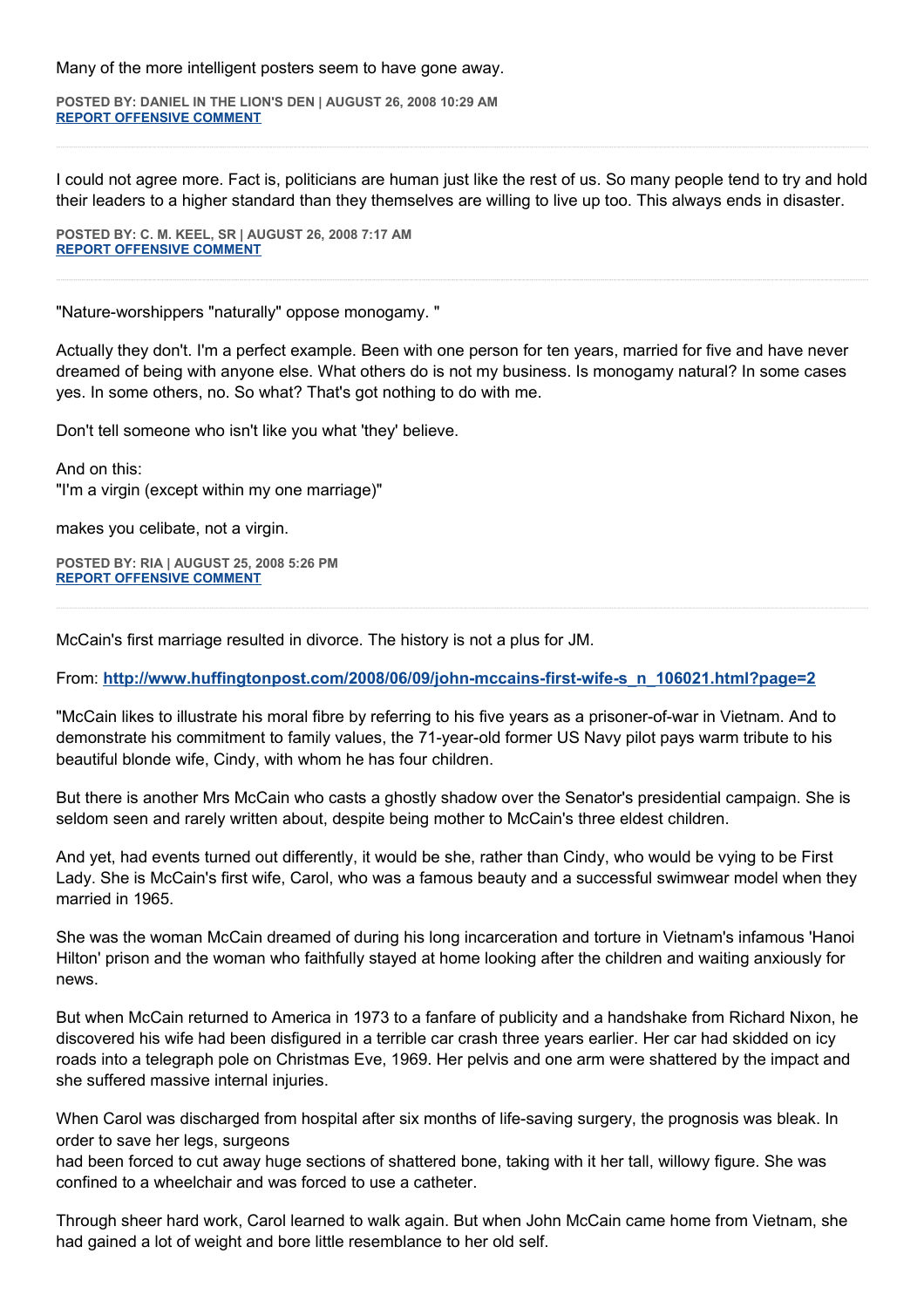Many of the more intelligent posters seem to have gone away.

**POSTED BY: DANIEL IN THE LION'S DEN | AUGUST 26, 2008 10:29 AM**
**REPORT OFFENSIVE COMMENT**

---

I could not agree more. Fact is, politicians are human just like the rest of us. So many people tend to try and hold their leaders to a higher standard than they themselves are willing to live up too. This always ends in disaster.

**POSTED BY: C. M. KEEL, SR | AUGUST 26, 2008 7:17 AM**
**REPORT OFFENSIVE COMMENT**

---

"Nature-worshippers "naturally" oppose monogamy. "

Actually they don't. I'm a perfect example. Been with one person for ten years, married for five and have never dreamed of being with anyone else. What others do is not my business. Is monogamy natural? In some cases yes. In some others, no. So what? That's got nothing to do with me.

Don't tell someone who isn't like you what 'they' believe.

And on this:
"I'm a virgin (except within my one marriage)"

makes you celibate, not a virgin.

**POSTED BY: RIA | AUGUST 25, 2008 5:26 PM**
**REPORT OFFENSIVE COMMENT**

---

McCain's first marriage resulted in divorce. The history is not a plus for JM.

From: **http://www.huffingtonpost.com/2008/06/09/john-mccains-first-wife-s_n_106021.html?page=2**

"McCain likes to illustrate his moral fibre by referring to his five years as a prisoner-of-war in Vietnam. And to demonstrate his commitment to family values, the 71-year-old former US Navy pilot pays warm tribute to his beautiful blonde wife, Cindy, with whom he has four children.

But there is another Mrs McCain who casts a ghostly shadow over the Senator's presidential campaign. She is seldom seen and rarely written about, despite being mother to McCain's three eldest children.

And yet, had events turned out differently, it would be she, rather than Cindy, who would be vying to be First Lady. She is McCain's first wife, Carol, who was a famous beauty and a successful swimwear model when they married in 1965.

She was the woman McCain dreamed of during his long incarceration and torture in Vietnam's infamous 'Hanoi Hilton' prison and the woman who faithfully stayed at home looking after the children and waiting anxiously for news.

But when McCain returned to America in 1973 to a fanfare of publicity and a handshake from Richard Nixon, he discovered his wife had been disfigured in a terrible car crash three years earlier. Her car had skidded on icy roads into a telegraph pole on Christmas Eve, 1969. Her pelvis and one arm were shattered by the impact and she suffered massive internal injuries.

When Carol was discharged from hospital after six months of life-saving surgery, the prognosis was bleak. In order to save her legs, surgeons
had been forced to cut away huge sections of shattered bone, taking with it her tall, willowy figure. She was confined to a wheelchair and was forced to use a catheter.

Through sheer hard work, Carol learned to walk again. But when John McCain came home from Vietnam, she had gained a lot of weight and bore little resemblance to her old self.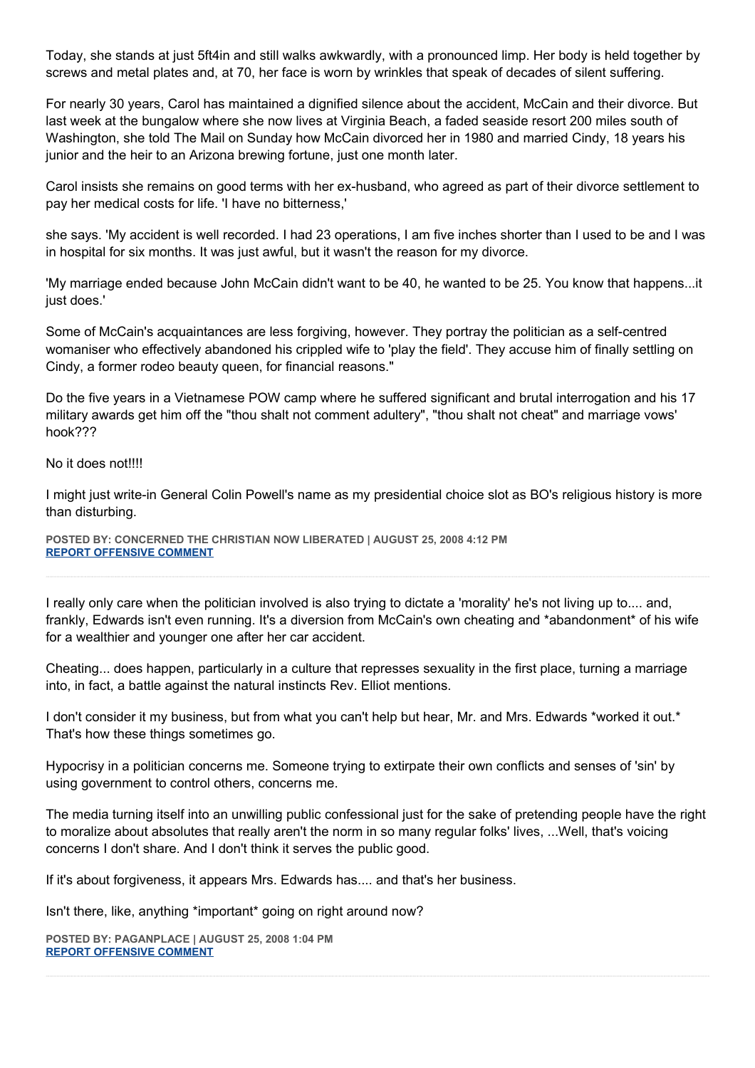Today, she stands at just 5ft4in and still walks awkwardly, with a pronounced limp. Her body is held together by screws and metal plates and, at 70, her face is worn by wrinkles that speak of decades of silent suffering.

For nearly 30 years, Carol has maintained a dignified silence about the accident, McCain and their divorce. But last week at the bungalow where she now lives at Virginia Beach, a faded seaside resort 200 miles south of Washington, she told The Mail on Sunday how McCain divorced her in 1980 and married Cindy, 18 years his junior and the heir to an Arizona brewing fortune, just one month later.

Carol insists she remains on good terms with her ex-husband, who agreed as part of their divorce settlement to pay her medical costs for life. 'I have no bitterness,'

she says. 'My accident is well recorded. I had 23 operations, I am five inches shorter than I used to be and I was in hospital for six months. It was just awful, but it wasn't the reason for my divorce.

'My marriage ended because John McCain didn't want to be 40, he wanted to be 25. You know that happens...it just does.'

Some of McCain's acquaintances are less forgiving, however. They portray the politician as a self-centred womaniser who effectively abandoned his crippled wife to 'play the field'. They accuse him of finally settling on Cindy, a former rodeo beauty queen, for financial reasons."

Do the five years in a Vietnamese POW camp where he suffered significant and brutal interrogation and his 17 military awards get him off the "thou shalt not comment adultery", "thou shalt not cheat" and marriage vows' hook???

No it does not!!!!

I might just write-in General Colin Powell's name as my presidential choice slot as BO's religious history is more than disturbing.

**POSTED BY: CONCERNED THE CHRISTIAN NOW LIBERATED | AUGUST 25, 2008 4:12 PM**
**REPORT OFFENSIVE COMMENT**

---

I really only care when the politician involved is also trying to dictate a 'morality' he's not living up to.... and, frankly, Edwards isn't even running. It's a diversion from McCain's own cheating and *abandonment* of his wife for a wealthier and younger one after her car accident.

Cheating... does happen, particularly in a culture that represses sexuality in the first place, turning a marriage into, in fact, a battle against the natural instincts Rev. Elliot mentions.

I don't consider it my business, but from what you can't help but hear, Mr. and Mrs. Edwards *worked it out.* That's how these things sometimes go.

Hypocrisy in a politician concerns me. Someone trying to extirpate their own conflicts and senses of 'sin' by using government to control others, concerns me.

The media turning itself into an unwilling public confessional just for the sake of pretending people have the right to moralize about absolutes that really aren't the norm in so many regular folks' lives, ...Well, that's voicing concerns I don't share. And I don't think it serves the public good.

If it's about forgiveness, it appears Mrs. Edwards has.... and that's her business.

Isn't there, like, anything *important* going on right around now?

**POSTED BY: PAGANPLACE | AUGUST 25, 2008 1:04 PM**
**REPORT OFFENSIVE COMMENT**

---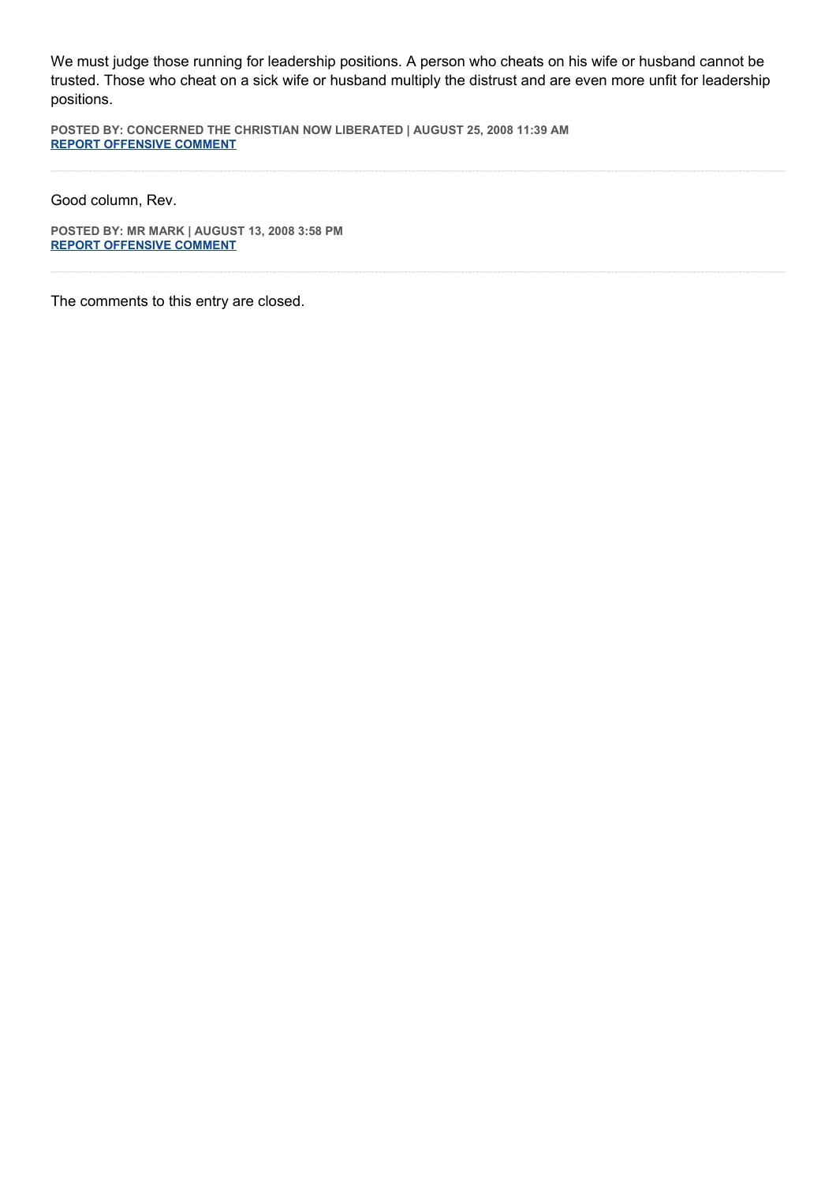We must judge those running for leadership positions. A person who cheats on his wife or husband cannot be trusted. Those who cheat on a sick wife or husband multiply the distrust and are even more unfit for leadership positions.

**POSTED BY: CONCERNED THE CHRISTIAN NOW LIBERATED | AUGUST 25, 2008 11:39 AM**
**REPORT OFFENSIVE COMMENT**

---

Good column, Rev.

**POSTED BY: MR MARK | AUGUST 13, 2008 3:58 PM**
**REPORT OFFENSIVE COMMENT**

---

The comments to this entry are closed.